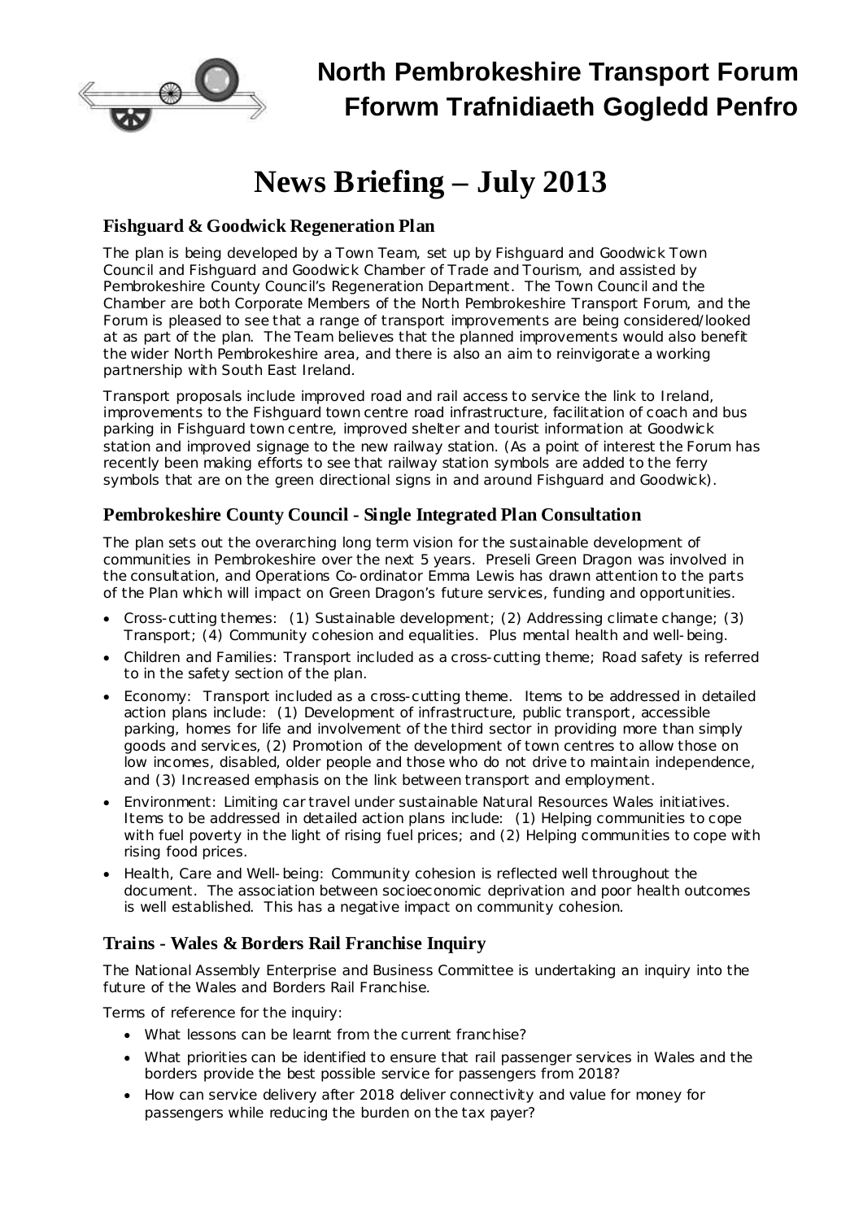# North Pembrokeshire Transport Forum
# Fforwm Trafnidiaeth Gogledd Penfro

# News Briefing – July 2013

## Fishguard & Goodwick Regeneration Plan

The plan is being developed by a Town Team, set up by Fishguard and Goodwick Town Council and Fishguard and Goodwick Chamber of Trade and Tourism, and assisted by Pembrokeshire County Council's Regeneration Department. The Town Council and the Chamber are both Corporate Members of the North Pembrokeshire Transport Forum, and the Forum is pleased to see that a range of transport improvements are being considered/looked at as part of the plan. The Team believes that the planned improvements would also benefit the wider North Pembrokeshire area, and there is also an aim to reinvigorate a working partnership with South East Ireland.

Transport proposals include improved road and rail access to service the link to Ireland, improvements to the Fishguard town centre road infrastructure, facilitation of coach and bus parking in Fishguard town centre, improved shelter and tourist information at Goodwick station and improved signage to the new railway station. (As a point of interest the Forum has recently been making efforts to see that railway station symbols are added to the ferry symbols that are on the green directional signs in and around Fishguard and Goodwick).

## Pembrokeshire County Council - Single Integrated Plan Consultation

The plan sets out the overarching long term vision for the sustainable development of communities in Pembrokeshire over the next 5 years. Preseli Green Dragon was involved in the consultation, and Operations Co-ordinator Emma Lewis has drawn attention to the parts of the Plan which will impact on Green Dragon's future services, funding and opportunities.

- Cross-cutting themes: (1) Sustainable development; (2) Addressing climate change; (3) Transport; (4) Community cohesion and equalities. Plus mental health and well-being.
- Children and Families: Transport included as a cross-cutting theme; Road safety is referred to in the safety section of the plan.
- Economy: Transport included as a cross-cutting theme. Items to be addressed in detailed action plans include: (1) Development of infrastructure, public transport, accessible parking, homes for life and involvement of the third sector in providing more than simply goods and services, (2) Promotion of the development of town centres to allow those on low incomes, disabled, older people and those who do not drive to maintain independence, and (3) Increased emphasis on the link between transport and employment.
- Environment: Limiting car travel under sustainable Natural Resources Wales initiatives. Items to be addressed in detailed action plans include: (1) Helping communities to cope with fuel poverty in the light of rising fuel prices; and (2) Helping communities to cope with rising food prices.
- Health, Care and Well-being: Community cohesion is reflected well throughout the document. The association between socioeconomic deprivation and poor health outcomes is well established. This has a negative impact on community cohesion.

## Trains - Wales & Borders Rail Franchise Inquiry

The National Assembly Enterprise and Business Committee is undertaking an inquiry into the future of the Wales and Borders Rail Franchise.

Terms of reference for the inquiry:

- What lessons can be learnt from the current franchise?
- What priorities can be identified to ensure that rail passenger services in Wales and the borders provide the best possible service for passengers from 2018?
- How can service delivery after 2018 deliver connectivity and value for money for passengers while reducing the burden on the tax payer?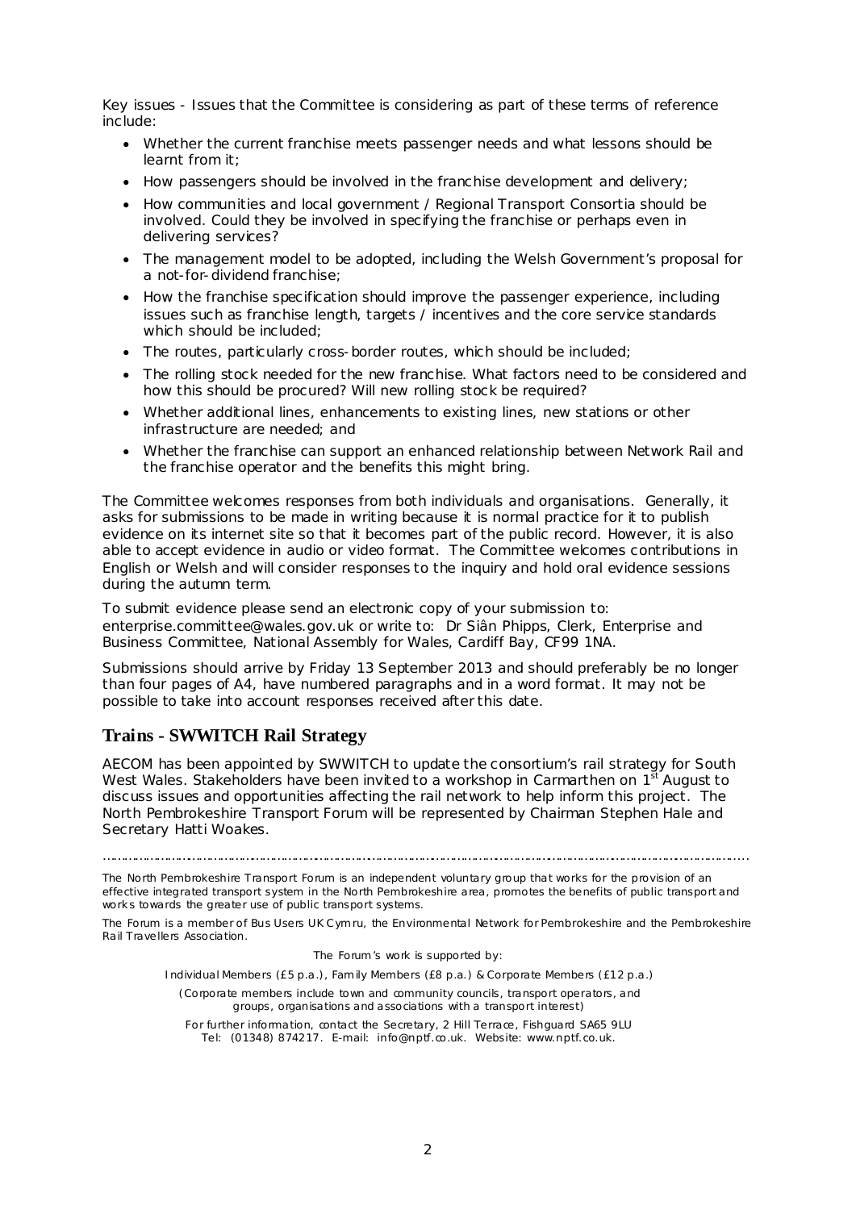Key issues - Issues that the Committee is considering as part of these terms of reference include:

- Whether the current franchise meets passenger needs and what lessons should be learnt from it;
- How passengers should be involved in the franchise development and delivery;
- How communities and local government / Regional Transport Consortia should be involved. Could they be involved in specifying the franchise or perhaps even in delivering services?
- The management model to be adopted, including the Welsh Government's proposal for a not-for-dividend franchise;
- How the franchise specification should improve the passenger experience, including issues such as franchise length, targets / incentives and the core service standards which should be included;
- The routes, particularly cross-border routes, which should be included;
- The rolling stock needed for the new franchise. What factors need to be considered and how this should be procured? Will new rolling stock be required?
- Whether additional lines, enhancements to existing lines, new stations or other infrastructure are needed; and
- Whether the franchise can support an enhanced relationship between Network Rail and the franchise operator and the benefits this might bring.

The Committee welcomes responses from both individuals and organisations. Generally, it asks for submissions to be made in writing because it is normal practice for it to publish evidence on its internet site so that it becomes part of the public record. However, it is also able to accept evidence in audio or video format. The Committee welcomes contributions in English or Welsh and will consider responses to the inquiry and hold oral evidence sessions during the autumn term.

To submit evidence please send an electronic copy of your submission to: enterprise.committee@wales.gov.uk or write to: Dr Siân Phipps, Clerk, Enterprise and Business Committee, National Assembly for Wales, Cardiff Bay, CF99 1NA.

Submissions should arrive by Friday 13 September 2013 and should preferably be no longer than four pages of A4, have numbered paragraphs and in a word format. It may not be possible to take into account responses received after this date.

## Trains - SWWITCH Rail Strategy

AECOM has been appointed by SWWITCH to update the consortium's rail strategy for South West Wales. Stakeholders have been invited to a workshop in Carmarthen on 1st August to discuss issues and opportunities affecting the rail network to help inform this project. The North Pembrokeshire Transport Forum will be represented by Chairman Stephen Hale and Secretary Hatti Woakes.

---

*The North Pembrokeshire Transport Forum is an independent voluntary group that works for the provision of an effective integrated transport system in the North Pembrokeshire area, promotes the benefits of public transport and works towards the greater use of public transport systems.*

*The Forum is a member of Bus Users UK Cymru, the Environmental Network for Pembrokeshire and the Pembrokeshire Rail Travellers Association.*

*The Forum's work is supported by:*

*Individual Members (£5 p.a.), Family Members (£8 p.a.) & Corporate Members (£12 p.a.)*

*(Corporate members include town and community councils, transport operators, and groups, organisations and associations with a transport interest)*

*For further information, contact the Secretary, 2 Hill Terrace, Fishguard SA65 9LU Tel: (01348) 874217. E-mail: info@nptf.co.uk. Website: www.nptf.co.uk.*